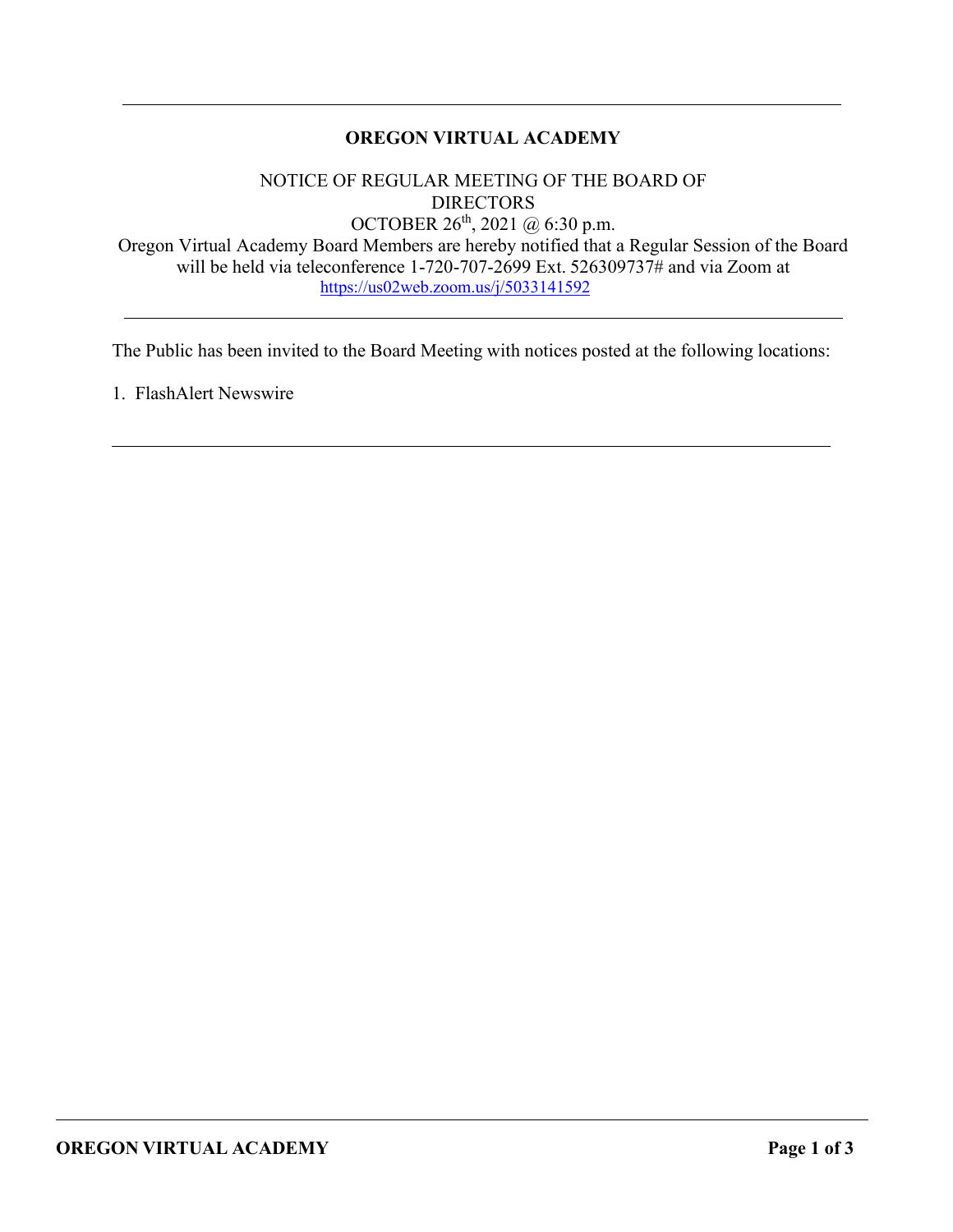---

# OREGON VIRTUAL ACADEMY

NOTICE OF REGULAR MEETING OF THE BOARD OF DIRECTORS

OCTOBER 26th, 2021 @ 6:30 p.m.

Oregon Virtual Academy Board Members are hereby notified that a Regular Session of the Board will be held via teleconference 1-720-707-2699 Ext. 526309737# and via Zoom at https://us02web.zoom.us/j/5033141592

---

The Public has been invited to the Board Meeting with notices posted at the following locations:

1. FlashAlert Newswire

---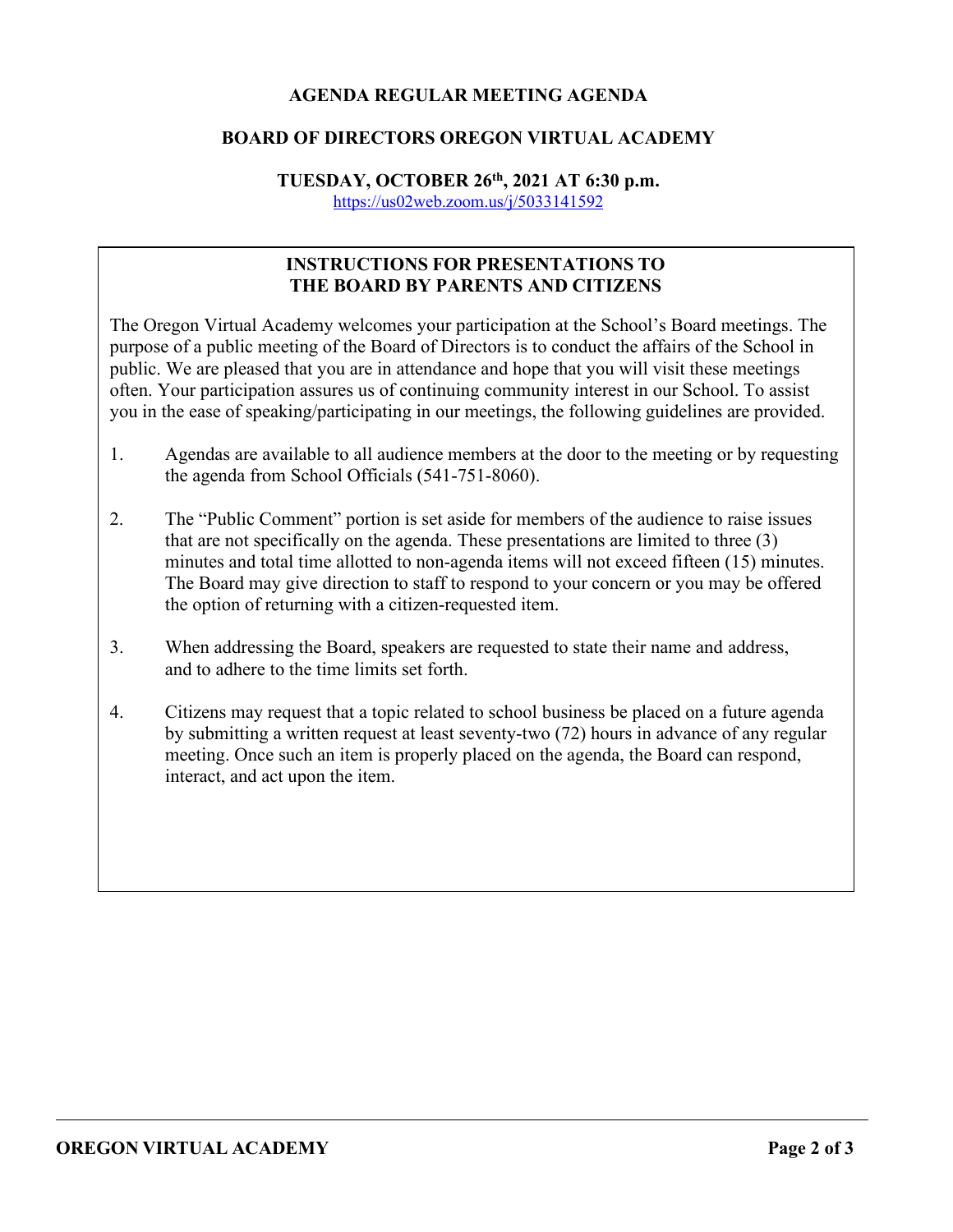**AGENDA REGULAR MEETING AGENDA**

**BOARD OF DIRECTORS OREGON VIRTUAL ACADEMY**

**TUESDAY, OCTOBER 26th, 2021 AT 6:30 p.m.**

https://us02web.zoom.us/j/5033141592

## INSTRUCTIONS FOR PRESENTATIONS TO THE BOARD BY PARENTS AND CITIZENS

The Oregon Virtual Academy welcomes your participation at the School's Board meetings. The purpose of a public meeting of the Board of Directors is to conduct the affairs of the School in public. We are pleased that you are in attendance and hope that you will visit these meetings often. Your participation assures us of continuing community interest in our School. To assist you in the ease of speaking/participating in our meetings, the following guidelines are provided.

1. Agendas are available to all audience members at the door to the meeting or by requesting the agenda from School Officials (541-751-8060).

2. The "Public Comment" portion is set aside for members of the audience to raise issues that are not specifically on the agenda. These presentations are limited to three (3) minutes and total time allotted to non-agenda items will not exceed fifteen (15) minutes. The Board may give direction to staff to respond to your concern or you may be offered the option of returning with a citizen-requested item.

3. When addressing the Board, speakers are requested to state their name and address, and to adhere to the time limits set forth.

4. Citizens may request that a topic related to school business be placed on a future agenda by submitting a written request at least seventy-two (72) hours in advance of any regular meeting. Once such an item is properly placed on the agenda, the Board can respond, interact, and act upon the item.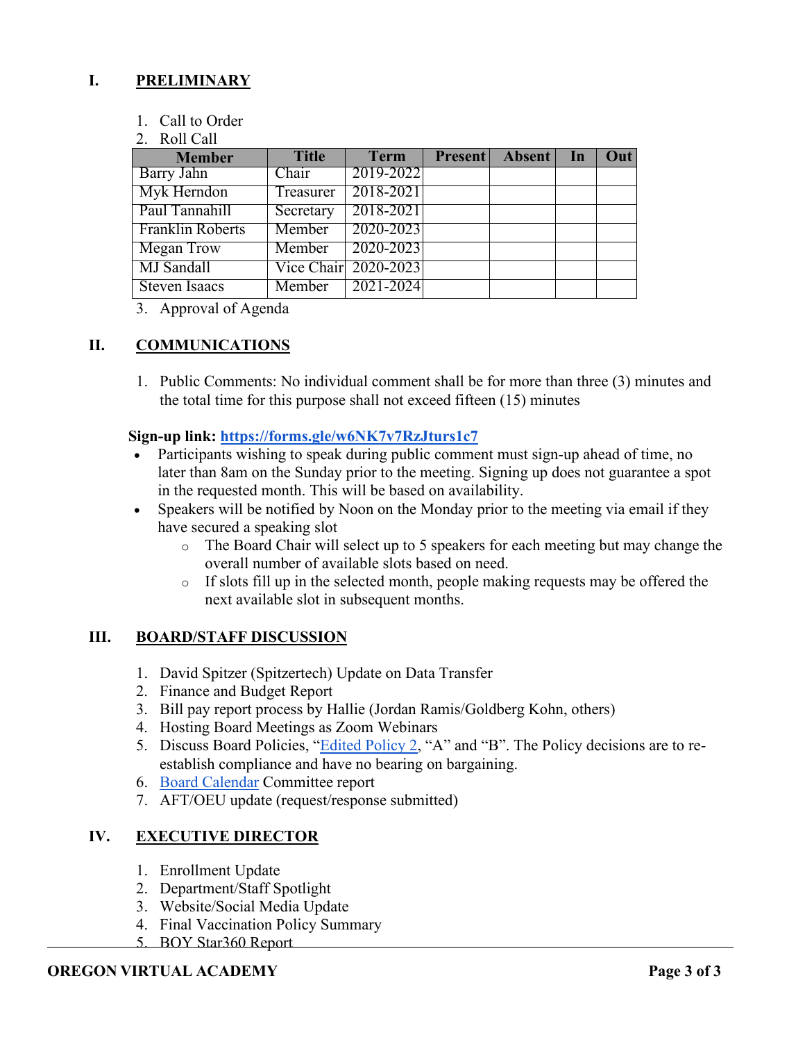## I. PRELIMINARY

1. Call to Order
2. Roll Call

| Member | Title | Term | Present | Absent | In | Out |
|---|---|---|---|---|---|---|
| Barry Jahn | Chair | 2019-2022 | | | | |
| Myk Herndon | Treasurer | 2018-2021 | | | | |
| Paul Tannahill | Secretary | 2018-2021 | | | | |
| Franklin Roberts | Member | 2020-2023 | | | | |
| Megan Trow | Member | 2020-2023 | | | | |
| MJ Sandall | Vice Chair | 2020-2023 | | | | |
| Steven Isaacs | Member | 2021-2024 | | | | |

3. Approval of Agenda

## II. COMMUNICATIONS

1. Public Comments: No individual comment shall be for more than three (3) minutes and the total time for this purpose shall not exceed fifteen (15) minutes

**Sign-up link: https://forms.gle/w6NK7v7RzJturs1c7**

- Participants wishing to speak during public comment must sign-up ahead of time, no later than 8am on the Sunday prior to the meeting. Signing up does not guarantee a spot in the requested month. This will be based on availability.
- Speakers will be notified by Noon on the Monday prior to the meeting via email if they have secured a speaking slot
  - The Board Chair will select up to 5 speakers for each meeting but may change the overall number of available slots based on need.
  - If slots fill up in the selected month, people making requests may be offered the next available slot in subsequent months.

## III. BOARD/STAFF DISCUSSION

1. David Spitzer (Spitzertech) Update on Data Transfer
2. Finance and Budget Report
3. Bill pay report process by Hallie (Jordan Ramis/Goldberg Kohn, others)
4. Hosting Board Meetings as Zoom Webinars
5. Discuss Board Policies, "Edited Policy 2", "A" and "B". The Policy decisions are to re-establish compliance and have no bearing on bargaining.
6. Board Calendar Committee report
7. AFT/OEU update (request/response submitted)

## IV. EXECUTIVE DIRECTOR

1. Enrollment Update
2. Department/Staff Spotlight
3. Website/Social Media Update
4. Final Vaccination Policy Summary
5. BOY Star360 Report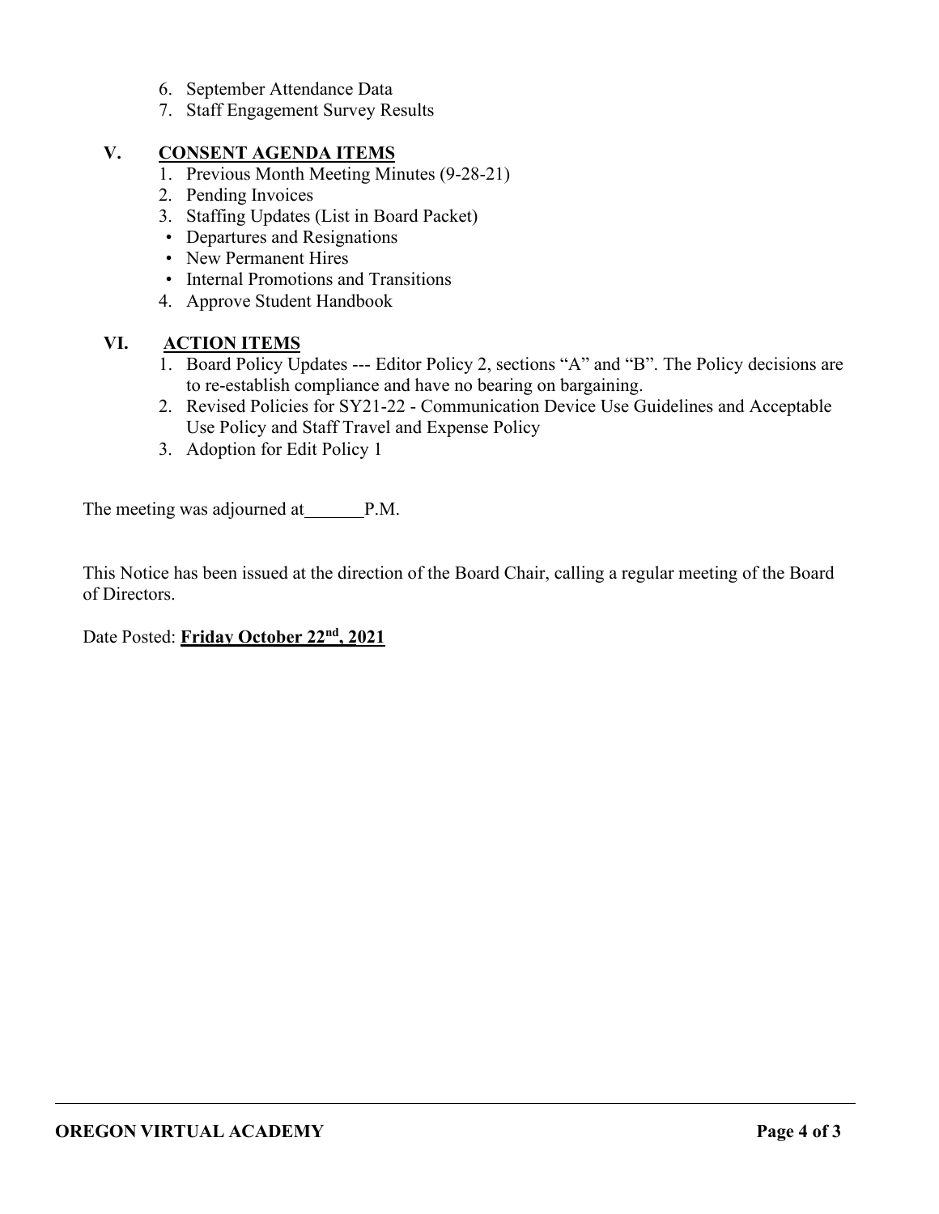6. September Attendance Data
7. Staff Engagement Survey Results

## V. CONSENT AGENDA ITEMS

1. Previous Month Meeting Minutes (9-28-21)
2. Pending Invoices
3. Staffing Updates (List in Board Packet)
   - Departures and Resignations
   - New Permanent Hires
   - Internal Promotions and Transitions
4. Approve Student Handbook

## VI. ACTION ITEMS

1. Board Policy Updates --- Editor Policy 2, sections "A" and "B". The Policy decisions are to re-establish compliance and have no bearing on bargaining.
2. Revised Policies for SY21-22 - Communication Device Use Guidelines and Acceptable Use Policy and Staff Travel and Expense Policy
3. Adoption for Edit Policy 1

The meeting was adjourned at\_\_\_\_\_\_\_P.M.

This Notice has been issued at the direction of the Board Chair, calling a regular meeting of the Board of Directors.

Date Posted: **Friday October 22nd, 2021**